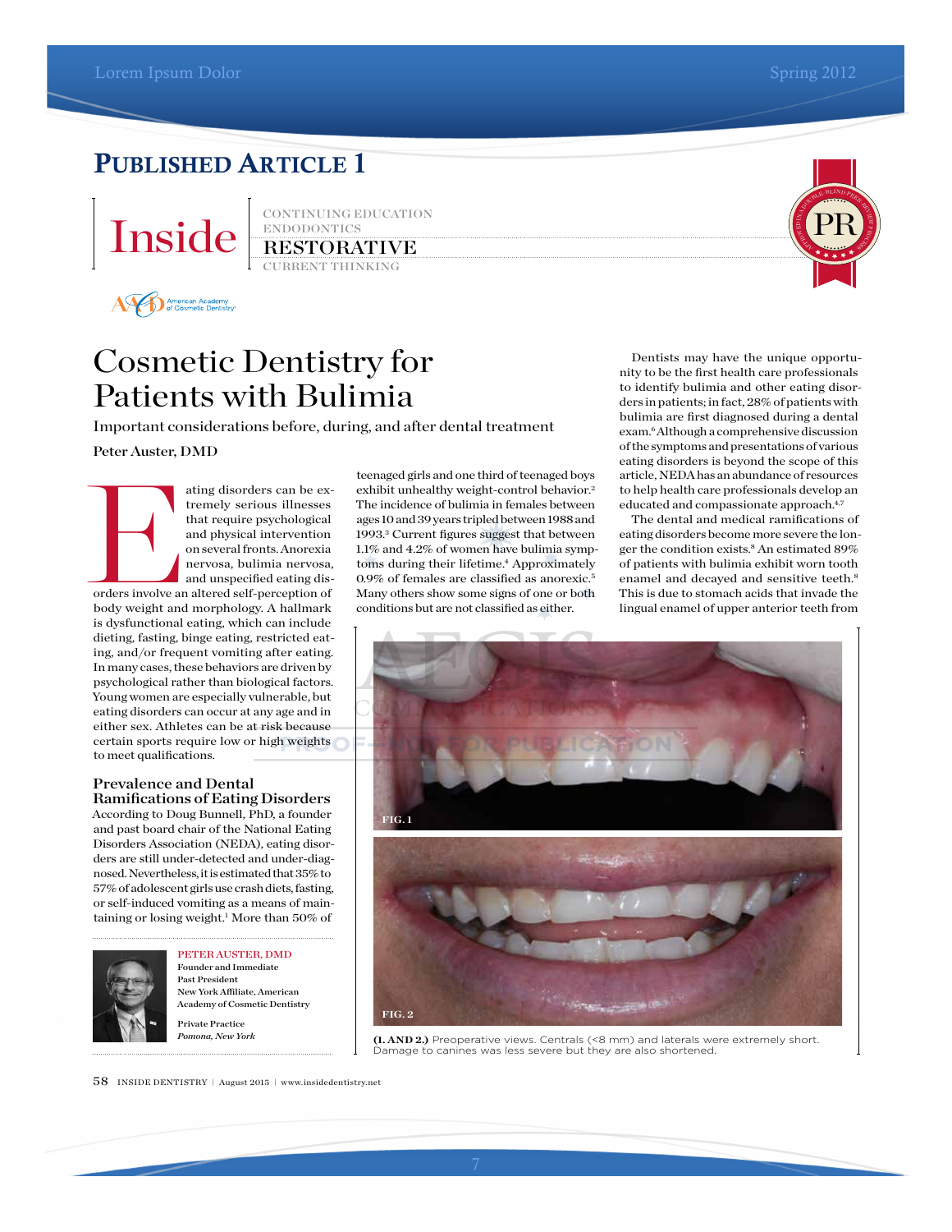## Published Article 1

Inside | CONTINUING EDUCATION | ENDODONTICS | RESTORATIVE | CURRENT THINKING

# Cosmetic Dentistry for Patients with Bulimia

Important considerations before, during, and after dental treatment

Peter Auster, DMD

Eating disorders can be extremely serious illnesses that require psychological and physical intervention on several fronts. Anorexia nervosa, bulimia nervosa, and unspecified eating disorders involve an altered self-perception of body weight and morphology. A hallmark is dysfunctional eating, which can include dieting, fasting, binge eating, restricted eating, and/or frequent vomiting after eating. In many cases, these behaviors are driven by psychological rather than biological factors. Young women are especially vulnerable, but eating disorders can occur at any age and in either sex. Athletes can be at risk because certain sports require low or high weights to meet qualifications.

### Prevalence and Dental Ramifications of Eating Disorders

According to Doug Bunnell, PhD, a founder and past board chair of the National Eating Disorders Association (NEDA), eating disorders are still under-detected and under-diagnosed. Nevertheless, it is estimated that 35% to 57% of adolescent girls use crash diets, fasting, or self-induced vomiting as a means of maintaining or losing weight.[1] More than 50% of teenaged girls and one third of teenaged boys exhibit unhealthy weight-control behavior.[2] The incidence of bulimia in females between ages 10 and 39 years tripled between 1988 and 1993.[3] Current figures suggest that between 1.1% and 4.2% of women have bulimia symptoms during their lifetime.[4] Approximately 0.9% of females are classified as anorexic.[5] Many others show some signs of one or both conditions but are not classified as either.

Dentists may have the unique opportunity to be the first health care professionals to identify bulimia and other eating disorders in patients; in fact, 28% of patients with bulimia are first diagnosed during a dental exam.[6] Although a comprehensive discussion of the symptoms and presentations of various eating disorders is beyond the scope of this article, NEDA has an abundance of resources to help health care professionals develop an educated and compassionate approach.[4,7]

The dental and medical ramifications of eating disorders become more severe the longer the condition exists.[8] An estimated 89% of patients with bulimia exhibit worn tooth enamel and decayed and sensitive teeth.[8] This is due to stomach acids that invade the lingual enamel of upper anterior teeth from

FIG. 1

FIG. 2

**(1. AND 2.)** Preoperative views. Centrals (<8 mm) and laterals were extremely short. Damage to canines was less severe but they are also shortened.

**PETER AUSTER, DMD**
Founder and Immediate Past President
New York Affiliate, American Academy of Cosmetic Dentistry

Private Practice
*Pomona, New York*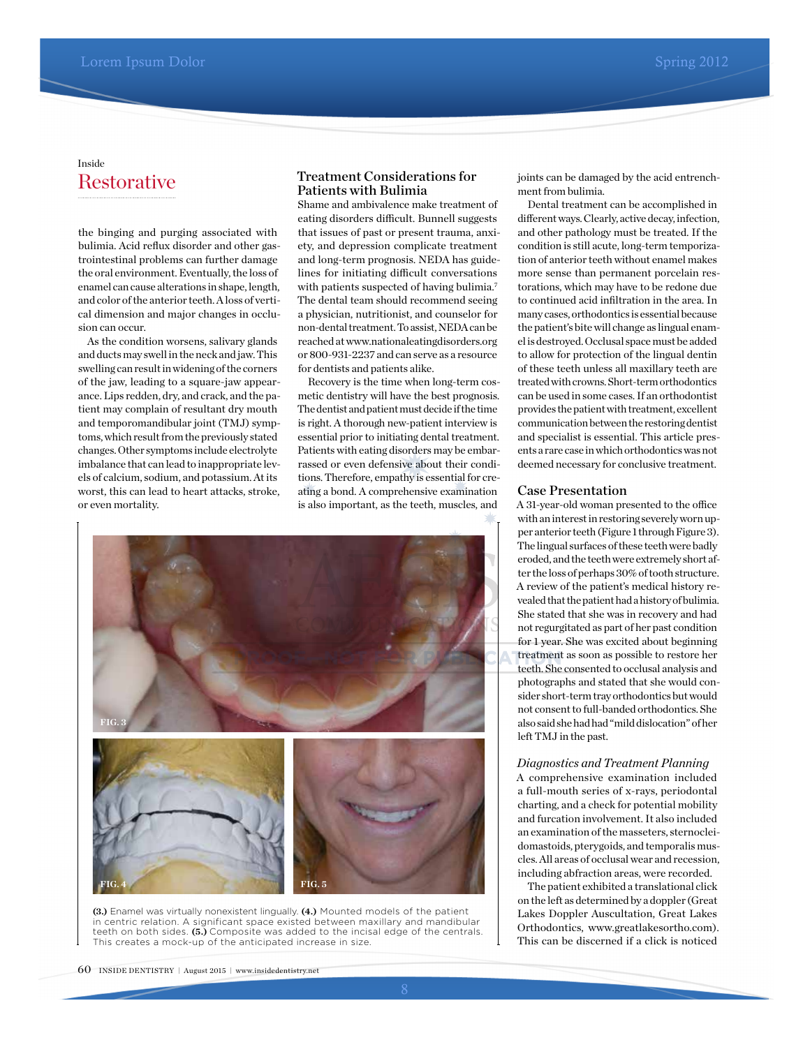Inside

## Restorative

the binging and purging associated with bulimia. Acid reflux disorder and other gastrointestinal problems can further damage the oral environment. Eventually, the loss of enamel can cause alterations in shape, length, and color of the anterior teeth. A loss of vertical dimension and major changes in occlusion can occur.

As the condition worsens, salivary glands and ducts may swell in the neck and jaw. This swelling can result in widening of the corners of the jaw, leading to a square-jaw appearance. Lips redden, dry, and crack, and the patient may complain of resultant dry mouth and temporomandibular joint (TMJ) symptoms, which result from the previously stated changes. Other symptoms include electrolyte imbalance that can lead to inappropriate levels of calcium, sodium, and potassium. At its worst, this can lead to heart attacks, stroke, or even mortality.

### Treatment Considerations for Patients with Bulimia

Shame and ambivalence make treatment of eating disorders difficult. Bunnell suggests that issues of past or present trauma, anxiety, and depression complicate treatment and long-term prognosis. NEDA has guidelines for initiating difficult conversations with patients suspected of having bulimia.[7] The dental team should recommend seeing a physician, nutritionist, and counselor for non-dental treatment. To assist, NEDA can be reached at www.nationaleatingdisorders.org or 800-931-2237 and can serve as a resource for dentists and patients alike.

Recovery is the time when long-term cosmetic dentistry will have the best prognosis. The dentist and patient must decide if the time is right. A thorough new-patient interview is essential prior to initiating dental treatment. Patients with eating disorders may be embarrassed or even defensive about their conditions. Therefore, empathy is essential for creating a bond. A comprehensive examination is also important, as the teeth, muscles, and joints can be damaged by the acid entrenchment from bulimia.

Dental treatment can be accomplished in different ways. Clearly, active decay, infection, and other pathology must be treated. If the condition is still acute, long-term temporization of anterior teeth without enamel makes more sense than permanent porcelain restorations, which may have to be redone due to continued acid infiltration in the area. In many cases, orthodontics is essential because the patient's bite will change as lingual enamel is destroyed. Occlusal space must be added to allow for protection of the lingual dentin of these teeth unless all maxillary teeth are treated with crowns. Short-term orthodontics can be used in some cases. If an orthodontist provides the patient with treatment, excellent communication between the restoring dentist and specialist is essential. This article presents a rare case in which orthodontics was not deemed necessary for conclusive treatment.

### Case Presentation

A 31-year-old woman presented to the office with an interest in restoring severely worn upper anterior teeth (Figure 1 through Figure 3). The lingual surfaces of these teeth were badly eroded, and the teeth were extremely short after the loss of perhaps 30% of tooth structure. A review of the patient's medical history revealed that the patient had a history of bulimia. She stated that she was in recovery and had not regurgitated as part of her past condition for 1 year. She was excited about beginning treatment as soon as possible to restore her teeth. She consented to occlusal analysis and photographs and stated that she would consider short-term tray orthodontics but would not consent to full-banded orthodontics. She also said she had had "mild dislocation" of her left TMJ in the past.

#### *Diagnostics and Treatment Planning*

A comprehensive examination included a full-mouth series of x-rays, periodontal charting, and a check for potential mobility and furcation involvement. It also included an examination of the masseters, sternocleidomastoids, pterygoids, and temporalis muscles. All areas of occlusal wear and recession, including abfraction areas, were recorded.

The patient exhibited a translational click on the left as determined by a doppler (Great Lakes Doppler Auscultation, Great Lakes Orthodontics, www.greatlakesortho.com). This can be discerned if a click is noticed

FIG. 3

FIG. 4

FIG. 5

**(3.)** Enamel was virtually nonexistent lingually. **(4.)** Mounted models of the patient in centric relation. A significant space existed between maxillary and mandibular teeth on both sides. **(5.)** Composite was added to the incisal edge of the centrals. This creates a mock-up of the anticipated increase in size.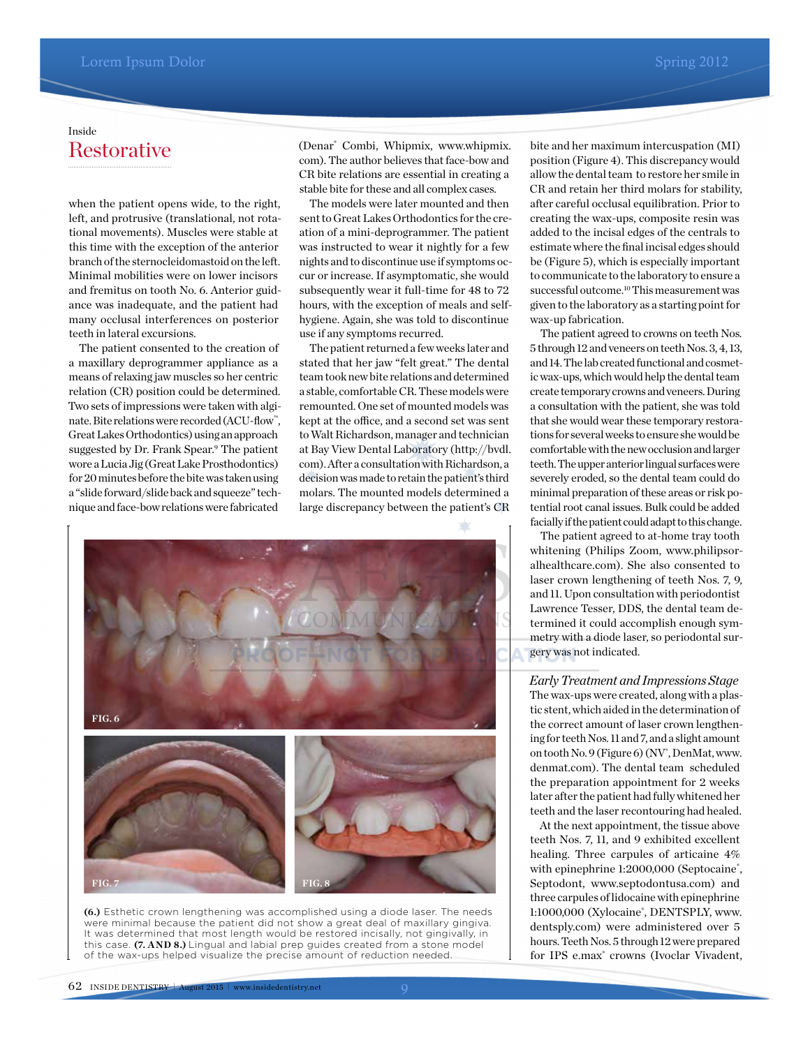when the patient opens wide, to the right, left, and protrusive (translational, not rotational movements). Muscles were stable at this time with the exception of the anterior branch of the sternocleidomastoid on the left. Minimal mobilities were on lower incisors and fremitus on tooth No. 6. Anterior guidance was inadequate, and the patient had many occlusal interferences on posterior teeth in lateral excursions.

The patient consented to the creation of a maxillary deprogrammer appliance as a means of relaxing jaw muscles so her centric relation (CR) position could be determined. Two sets of impressions were taken with alginate. Bite relations were recorded (ACU-flow™, Great Lakes Orthodontics) using an approach suggested by Dr. Frank Spear.[9] The patient wore a Lucia Jig (Great Lake Prosthodontics) for 20 minutes before the bite was taken using a "slide forward/slide back and squeeze" technique and face-bow relations were fabricated (Denar® Combi, Whipmix, www.whipmix.com). The author believes that face-bow and CR bite relations are essential in creating a stable bite for these and all complex cases.

The models were later mounted and then sent to Great Lakes Orthodontics for the creation of a mini-deprogrammer. The patient was instructed to wear it nightly for a few nights and to discontinue use if symptoms occur or increase. If asymptomatic, she would subsequently wear it full-time for 48 to 72 hours, with the exception of meals and self-hygiene. Again, she was told to discontinue use if any symptoms recurred.

The patient returned a few weeks later and stated that her jaw "felt great." The dental team took new bite relations and determined a stable, comfortable CR. These models were remounted. One set of mounted models was kept at the office, and a second set was sent to Walt Richardson, manager and technician at Bay View Dental Laboratory (http://bvdl.com). After a consultation with Richardson, a decision was made to retain the patient's third molars. The mounted models determined a large discrepancy between the patient's CR bite and her maximum intercuspation (MI) position (Figure 4). This discrepancy would allow the dental team to restore her smile in CR and retain her third molars for stability, after careful occlusal equilibration. Prior to creating the wax-ups, composite resin was added to the incisal edges of the centrals to estimate where the final incisal edges should be (Figure 5), which is especially important to communicate to the laboratory to ensure a successful outcome.[10] This measurement was given to the laboratory as a starting point for wax-up fabrication.

The patient agreed to crowns on teeth Nos. 5 through 12 and veneers on teeth Nos. 3, 4, 13, and 14. The lab created functional and cosmetic wax-ups, which would help the dental team create temporary crowns and veneers. During a consultation with the patient, she was told that she would wear these temporary restorations for several weeks to ensure she would be comfortable with the new occlusion and larger teeth. The upper anterior lingual surfaces were severely eroded, so the dental team could do minimal preparation of these areas or risk potential root canal issues. Bulk could be added facially if the patient could adapt to this change.

The patient agreed to at-home tray tooth whitening (Philips Zoom, www.philipsoralhealthcare.com). She also consented to laser crown lengthening of teeth Nos. 7, 9, and 11. Upon consultation with periodontist Lawrence Tesser, DDS, the dental team determined it could accomplish enough symmetry with a diode laser, so periodontal surgery was not indicated.

### *Early Treatment and Impressions Stage*

The wax-ups were created, along with a plastic stent, which aided in the determination of the correct amount of laser crown lengthening for teeth Nos. 11 and 7, and a slight amount on tooth No. 9 (Figure 6) (NV®, DenMat, www.denmat.com). The dental team scheduled the preparation appointment for 2 weeks later after the patient had fully whitened her teeth and the laser recontouring had healed.

At the next appointment, the tissue above teeth Nos. 7, 11, and 9 exhibited excellent healing. Three carpules of articaine 4% with epinephrine 1:2000,000 (Septocaine®, Septodont, www.septodontusa.com) and three carpules of lidocaine with epinephrine 1:1000,000 (Xylocaine®, DENTSPLY, www.dentsply.com) were administered over 5 hours. Teeth Nos. 5 through 12 were prepared for IPS e.max® crowns (Ivoclar Vivadent,

FIG. 6

FIG. 7

FIG. 8

**(6.)** Esthetic crown lengthening was accomplished using a diode laser. The needs were minimal because the patient did not show a great deal of maxillary gingiva. It was determined that most length would be restored incisally, not gingivally, in this case. **(7. AND 8.)** Lingual and labial prep guides created from a stone model of the wax-ups helped visualize the precise amount of reduction needed.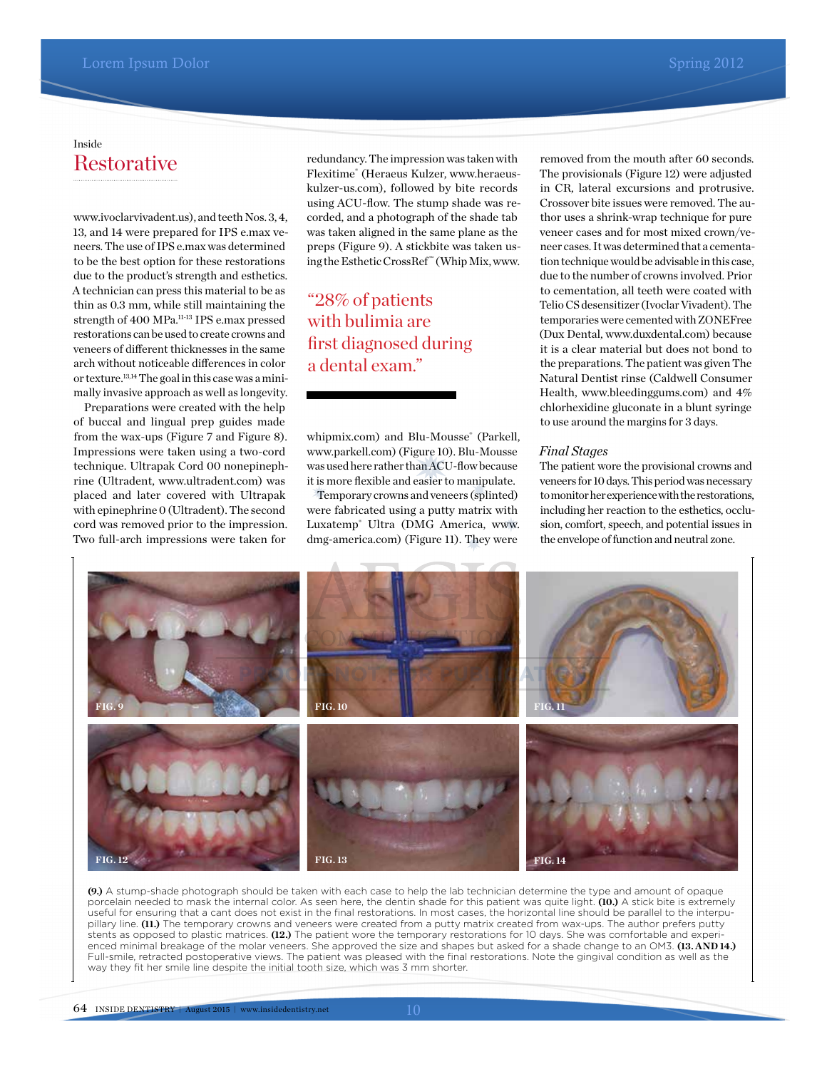Inside

## Restorative

www.ivoclarvivadent.us), and teeth Nos. 3, 4, 13, and 14 were prepared for IPS e.max veneers. The use of IPS e.max was determined to be the best option for these restorations due to the product's strength and esthetics. A technician can press this material to be as thin as 0.3 mm, while still maintaining the strength of 400 MPa.[11-13] IPS e.max pressed restorations can be used to create crowns and veneers of different thicknesses in the same arch without noticeable differences in color or texture.[13,14] The goal in this case was a minimally invasive approach as well as longevity.

Preparations were created with the help of buccal and lingual prep guides made from the wax-ups (Figure 7 and Figure 8). Impressions were taken using a two-cord technique. Ultrapak Cord 00 nonepinephrine (Ultradent, www.ultradent.com) was placed and later covered with Ultrapak with epinephrine 0 (Ultradent). The second cord was removed prior to the impression. Two full-arch impressions were taken for redundancy. The impression was taken with Flexitime® (Heraeus Kulzer, www.heraeus-kulzer-us.com), followed by bite records using ACU-flow. The stump shade was recorded, and a photograph of the shade tab was taken aligned in the same plane as the preps (Figure 9). A stickbite was taken using the Esthetic CrossRef™ (Whip Mix, www.whipmix.com) and Blu-Mousse® (Parkell, www.parkell.com) (Figure 10). Blu-Mousse was used here rather than ACU-flow because it is more flexible and easier to manipulate.

"28% of patients with bulimia are first diagnosed during a dental exam."

Temporary crowns and veneers (splinted) were fabricated using a putty matrix with Luxatemp® Ultra (DMG America, www.dmg-america.com) (Figure 11). They were removed from the mouth after 60 seconds. The provisionals (Figure 12) were adjusted in CR, lateral excursions and protrusive. Crossover bite issues were removed. The author uses a shrink-wrap technique for pure veneer cases and for most mixed crown/veneer cases. It was determined that a cementation technique would be advisable in this case, due to the number of crowns involved. Prior to cementation, all teeth were coated with Telio CS desensitizer (Ivoclar Vivadent). The temporaries were cemented with ZONEFree (Dux Dental, www.duxdental.com) because it is a clear material but does not bond to the preparations. The patient was given The Natural Dentist rinse (Caldwell Consumer Health, www.bleedinggums.com) and 4% chlorhexidine gluconate in a blunt syringe to use around the margins for 3 days.

### *Final Stages*

The patient wore the provisional crowns and veneers for 10 days. This period was necessary to monitor her experience with the restorations, including her reaction to the esthetics, occlusion, comfort, speech, and potential issues in the envelope of function and neutral zone.

FIG. 9 FIG. 10 FIG. 11 FIG. 12 FIG. 13 FIG. 14

**(9.)** A stump-shade photograph should be taken with each case to help the lab technician determine the type and amount of opaque porcelain needed to mask the internal color. As seen here, the dentin shade for this patient was quite light. **(10.)** A stick bite is extremely useful for ensuring that a cant does not exist in the final restorations. In most cases, the horizontal line should be parallel to the interpupillary line. **(11.)** The temporary crowns and veneers were created from a putty matrix created from wax-ups. The author prefers putty stents as opposed to plastic matrices. **(12.)** The patient wore the temporary restorations for 10 days. She was comfortable and experienced minimal breakage of the molar veneers. She approved the size and shapes but asked for a shade change to an OM3. **(13. AND 14.)** Full-smile, retracted postoperative views. The patient was pleased with the final restorations. Note the gingival condition as well as the way they fit her smile line despite the initial tooth size, which was 3 mm shorter.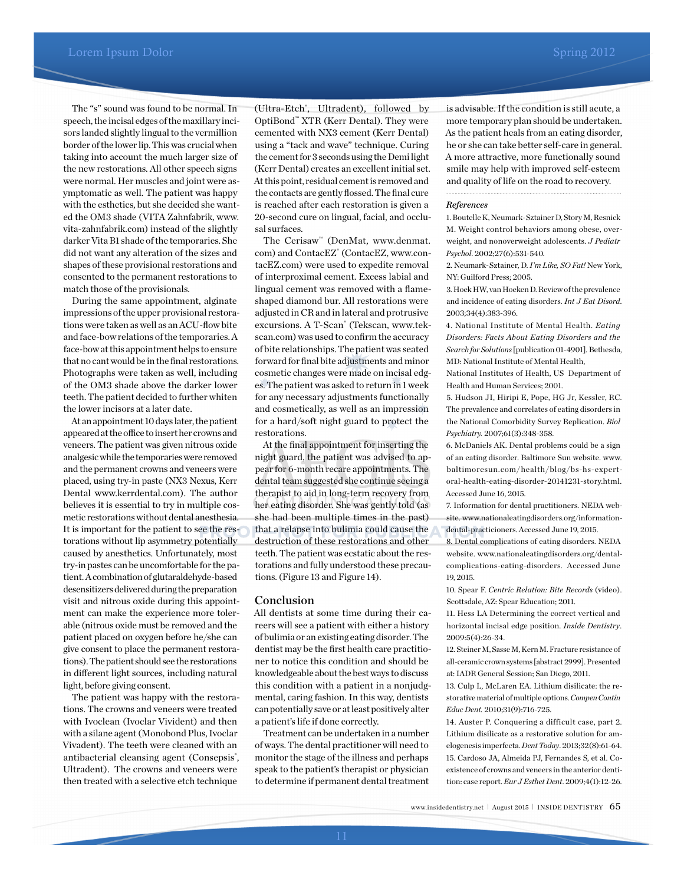The "s" sound was found to be normal. In speech, the incisal edges of the maxillary incisors landed slightly lingual to the vermillion border of the lower lip. This was crucial when taking into account the much larger size of the new restorations. All other speech signs were normal. Her muscles and joint were asymptomatic as well. The patient was happy with the esthetics, but she decided she wanted the OM3 shade (VITA Zahnfabrik, www.vita-zahnfabrik.com) instead of the slightly darker Vita B1 shade of the temporaries. She did not want any alteration of the sizes and shapes of these provisional restorations and consented to the permanent restorations to match those of the provisionals.

During the same appointment, alginate impressions of the upper provisional restorations were taken as well as an ACU-flow bite and face-bow relations of the temporaries. A face-bow at this appointment helps to ensure that no cant would be in the final restorations. Photographs were taken as well, including of the OM3 shade above the darker lower teeth. The patient decided to further whiten the lower incisors at a later date.

At an appointment 10 days later, the patient appeared at the office to insert her crowns and veneers. The patient was given nitrous oxide analgesic while the temporaries were removed and the permanent crowns and veneers were placed, using try-in paste (NX3 Nexus, Kerr Dental www.kerrdental.com). The author believes it is essential to try in multiple cosmetic restorations without dental anesthesia. It is important for the patient to see the restorations without lip asymmetry potentially caused by anesthetics. Unfortunately, most try-in pastes can be uncomfortable for the patient. A combination of glutaraldehyde-based desensitizers delivered during the preparation visit and nitrous oxide during this appointment can make the experience more tolerable (nitrous oxide must be removed and the patient placed on oxygen before he/she can give consent to place the permanent restorations). The patient should see the restorations in different light sources, including natural light, before giving consent.

The patient was happy with the restorations. The crowns and veneers were treated with Ivoclean (Ivoclar Vivident) and then with a silane agent (Monobond Plus, Ivoclar Vivadent). The teeth were cleaned with an antibacterial cleansing agent (Consepsis®, Ultradent). The crowns and veneers were then treated with a selective etch technique (Ultra-Etch®, Ultradent), followed by OptiBond™ XTR (Kerr Dental). They were cemented with NX3 cement (Kerr Dental) using a "tack and wave" technique. Curing the cement for 3 seconds using the Demi light (Kerr Dental) creates an excellent initial set. At this point, residual cement is removed and the contacts are gently flossed. The final cure is reached after each restoration is given a 20-second cure on lingual, facial, and occlusal surfaces.

The Cerisaw™ (DenMat, www.denmat.com) and ContacEZ® (ContacEZ, www.contacEZ.com) were used to expedite removal of interproximal cement. Excess labial and lingual cement was removed with a flame-shaped diamond bur. All restorations were adjusted in CR and in lateral and protrusive excursions. A T-Scan® (Tekscan, www.tekscan.com) was used to confirm the accuracy of bite relationships. The patient was seated forward for final bite adjustments and minor cosmetic changes were made on incisal edges. The patient was asked to return in 1 week for any necessary adjustments functionally and cosmetically, as well as an impression for a hard/soft night guard to protect the restorations.

At the final appointment for inserting the night guard, the patient was advised to appear for 6-month recare appointments. The dental team suggested she continue seeing a therapist to aid in long-term recovery from her eating disorder. She was gently told (as she had been multiple times in the past) that a relapse into bulimia could cause the destruction of these restorations and other teeth. The patient was ecstatic about the restorations and fully understood these precautions. (Figure 13 and Figure 14).

## Conclusion

All dentists at some time during their careers will see a patient with either a history of bulimia or an existing eating disorder. The dentist may be the first health care practitioner to notice this condition and should be knowledgeable about the best ways to discuss this condition with a patient in a nonjudgmental, caring fashion. In this way, dentists can potentially save or at least positively alter a patient's life if done correctly.

Treatment can be undertaken in a number of ways. The dental practitioner will need to monitor the stage of the illness and perhaps speak to the patient's therapist or physician to determine if permanent dental treatment is advisable. If the condition is still acute, a more temporary plan should be undertaken. As the patient heals from an eating disorder, he or she can take better self-care in general. A more attractive, more functionally sound smile may help with improved self-esteem and quality of life on the road to recovery.

### References

1. Boutelle K, Neumark-Sztainer D, Story M, Resnick M. Weight control behaviors among obese, overweight, and nonoverweight adolescents. *J Pediatr Psychol*. 2002;27(6):531-540.
2. Neumark-Sztainer, D. *I'm Like, SO Fat!* New York, NY: Guilford Press; 2005.
3. Hoek HW, van Hoeken D. Review of the prevalence and incidence of eating disorders. *Int J Eat Disord*. 2003;34(4):383-396.
4. National Institute of Mental Health. *Eating Disorders: Facts About Eating Disorders and the Search for Solutions* [publication 01-4901]. Bethesda, MD: National Institute of Mental Health, National Institutes of Health, US Department of Health and Human Services; 2001.
5. Hudson JI, Hiripi E, Pope, HG Jr, Kessler, RC. The prevalence and correlates of eating disorders in the National Comorbidity Survey Replication. *Biol Psychiatry*. 2007;61(3):348-358.
6. McDaniels AK. Dental problems could be a sign of an eating disorder. Baltimore Sun website. www.baltimoresun.com/health/blog/bs-hs-expert-oral-health-eating-disorder-20141231-story.html. Accessed June 16, 2015.
7. Information for dental practitioners. NEDA website. www.nationaleatingdisorders.org/information-dental-practicioners. Accessed June 19, 2015.
8. Dental complications of eating disorders. NEDA website. www.nationaleatingdisorders.org/dental-complications-eating-disorders. Accessed June 19, 2015.
10. Spear F. *Centric Relation: Bite Records* (video). Scottsdale, AZ: Spear Education; 2011.
11. Hess LA Determining the correct vertical and horizontal incisal edge position. *Inside Dentistry*. 2009:5(4):26-34.
12. Steiner M, Sasse M, Kern M. Fracture resistance of all-ceramic crown systems [abstract 2999]. Presented at: IADR General Session; San Diego, 2011.
13. Culp L, McLaren EA. Lithium disilicate: the restorative material of multiple options. *Compen Contin Educ Dent*. 2010;31(9):716-725.
14. Auster P. Conquering a difficult case, part 2. Lithium disilicate as a restorative solution for amelogenesis imperfecta. *Dent Today*. 2013;32(8):61-64.
15. Cardoso JA, Almeida PJ, Fernandes S, et al. Coexistence of crowns and veneers in the anterior dentition: case report. *Eur J Esthet Dent*. 2009;4(1):12-26.